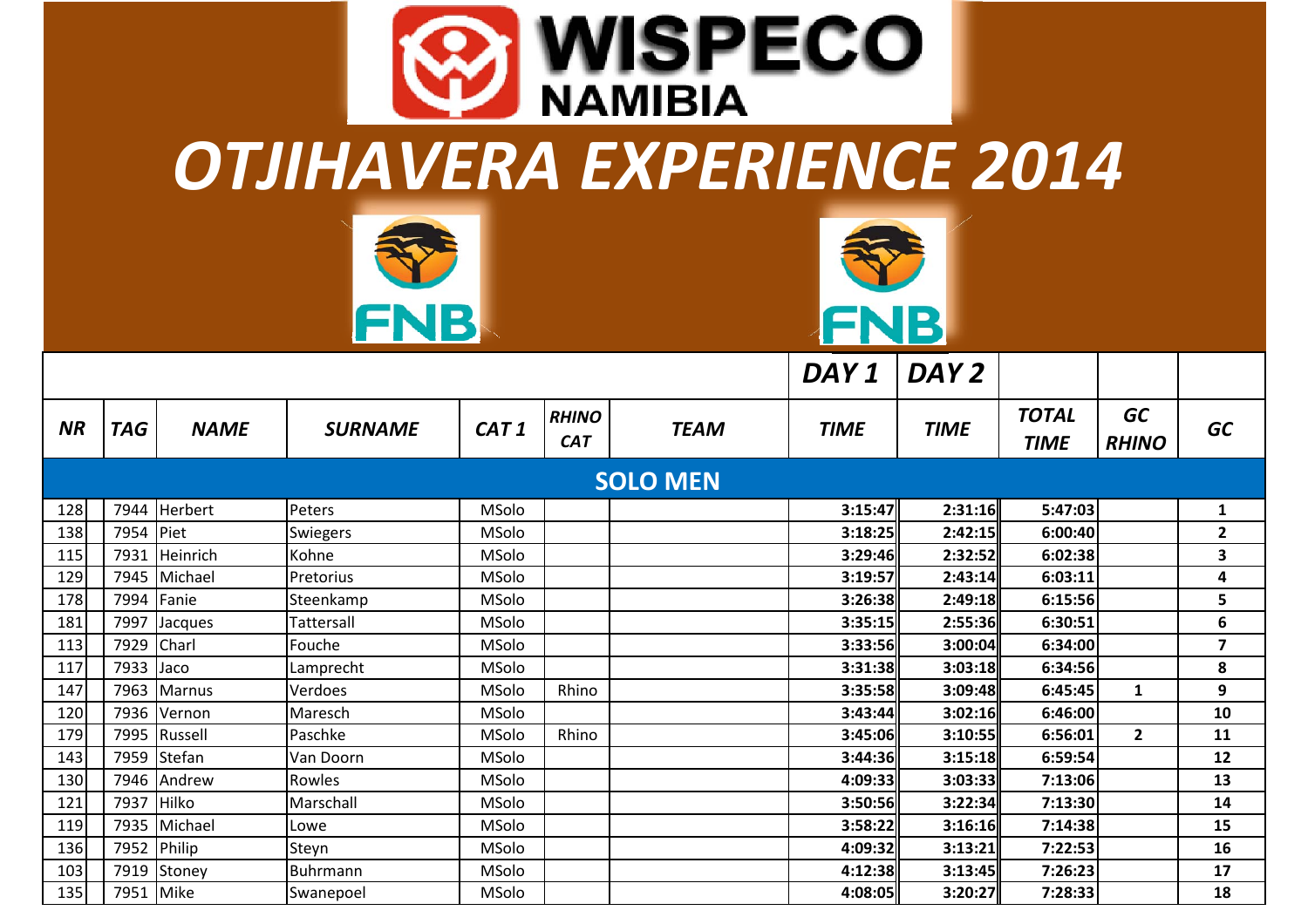WISPECO NAMIBIA

# OTJIHAVERA EXPERIENCE 2014

FNB FNB

| | | | | | | | DAY 1 | DAY 2 | | | |
|---|---|---|---|---|---|---|---|---|---|---|---|
| **NR** | **TAG** | **NAME** | **SURNAME** | **CAT 1** | **RHINO CAT** | **TEAM** | **TIME** | **TIME** | **TOTAL TIME** | **GC RHINO** | **GC** |
| | | | | | | **SOLO MEN** | | | | | |
| 128 | 7944 | Herbert | Peters | MSolo | | | 3:15:47 | 2:31:16 | 5:47:03 | | 1 |
| 138 | 7954 | Piet | Swiegers | MSolo | | | 3:18:25 | 2:42:15 | 6:00:40 | | 2 |
| 115 | 7931 | Heinrich | Kohne | MSolo | | | 3:29:46 | 2:32:52 | 6:02:38 | | 3 |
| 129 | 7945 | Michael | Pretorius | MSolo | | | 3:19:57 | 2:43:14 | 6:03:11 | | 4 |
| 178 | 7994 | Fanie | Steenkamp | MSolo | | | 3:26:38 | 2:49:18 | 6:15:56 | | 5 |
| 181 | 7997 | Jacques | Tattersall | MSolo | | | 3:35:15 | 2:55:36 | 6:30:51 | | 6 |
| 113 | 7929 | Charl | Fouche | MSolo | | | 3:33:56 | 3:00:04 | 6:34:00 | | 7 |
| 117 | 7933 | Jaco | Lamprecht | MSolo | | | 3:31:38 | 3:03:18 | 6:34:56 | | 8 |
| 147 | 7963 | Marnus | Verdoes | MSolo | Rhino | | 3:35:58 | 3:09:48 | 6:45:45 | 1 | 9 |
| 120 | 7936 | Vernon | Maresch | MSolo | | | 3:43:44 | 3:02:16 | 6:46:00 | | 10 |
| 179 | 7995 | Russell | Paschke | MSolo | Rhino | | 3:45:06 | 3:10:55 | 6:56:01 | 2 | 11 |
| 143 | 7959 | Stefan | Van Doorn | MSolo | | | 3:44:36 | 3:15:18 | 6:59:54 | | 12 |
| 130 | 7946 | Andrew | Rowles | MSolo | | | 4:09:33 | 3:03:33 | 7:13:06 | | 13 |
| 121 | 7937 | Hilko | Marschall | MSolo | | | 3:50:56 | 3:22:34 | 7:13:30 | | 14 |
| 119 | 7935 | Michael | Lowe | MSolo | | | 3:58:22 | 3:16:16 | 7:14:38 | | 15 |
| 136 | 7952 | Philip | Steyn | MSolo | | | 4:09:32 | 3:13:21 | 7:22:53 | | 16 |
| 103 | 7919 | Stoney | Buhrmann | MSolo | | | 4:12:38 | 3:13:45 | 7:26:23 | | 17 |
| 135 | 7951 | Mike | Swanepoel | MSolo | | | 4:08:05 | 3:20:27 | 7:28:33 | | 18 |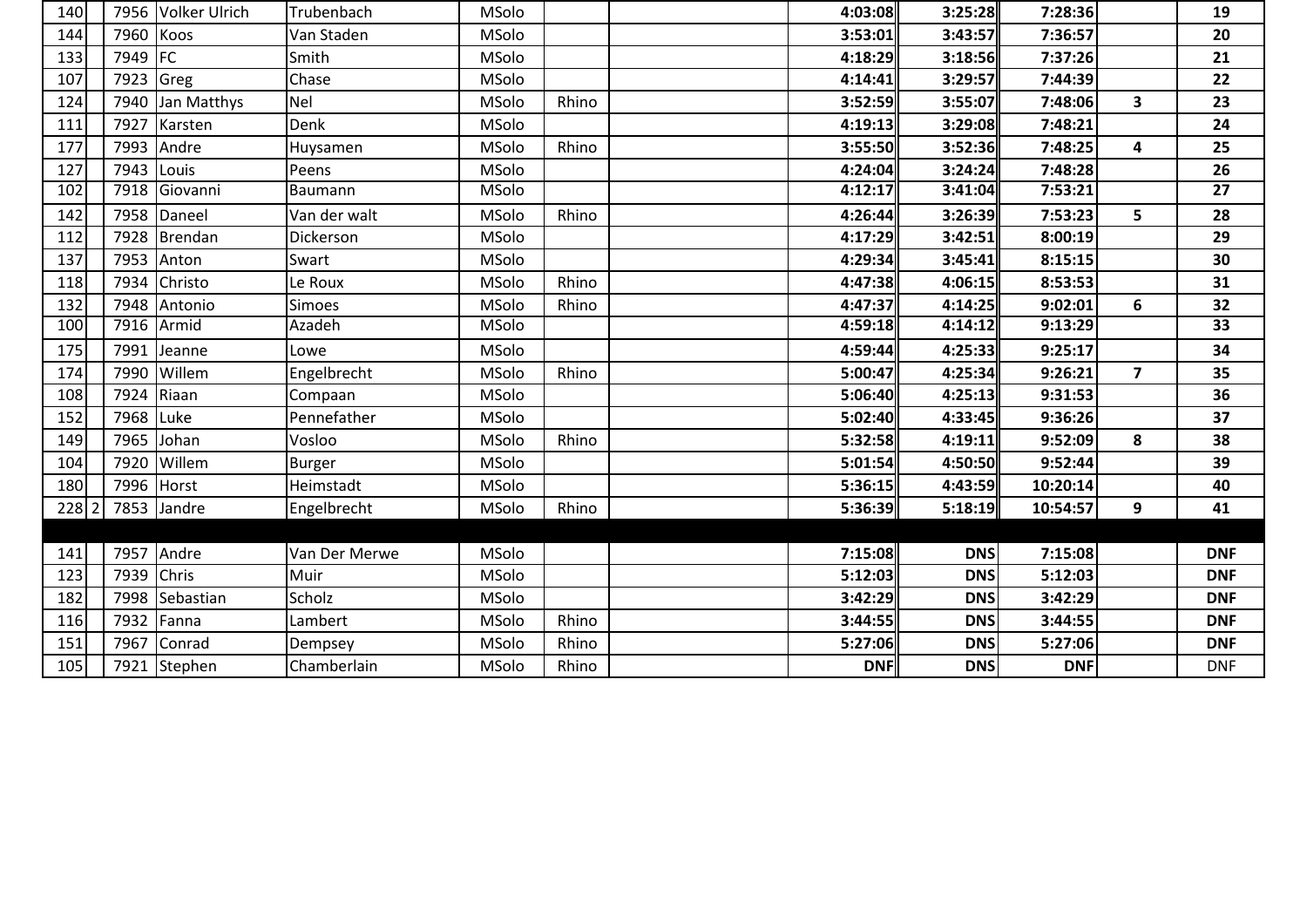|  |  |  |  |  |  |  |  |  |  |  |  |  |
|---|---|---|---|---|---|---|---|---|---|---|---|---|
| 140 |  | 7956 | Volker Ulrich | Trubenbach | MSolo |  |  | 4:03:08 | 3:25:28 | 7:28:36 |  | 19 |
| 144 |  | 7960 | Koos | Van Staden | MSolo |  |  | 3:53:01 | 3:43:57 | 7:36:57 |  | 20 |
| 133 |  | 7949 | FC | Smith | MSolo |  |  | 4:18:29 | 3:18:56 | 7:37:26 |  | 21 |
| 107 |  | 7923 | Greg | Chase | MSolo |  |  | 4:14:41 | 3:29:57 | 7:44:39 |  | 22 |
| 124 |  | 7940 | Jan Matthys | Nel | MSolo | Rhino |  | 3:52:59 | 3:55:07 | 7:48:06 | 3 | 23 |
| 111 |  | 7927 | Karsten | Denk | MSolo |  |  | 4:19:13 | 3:29:08 | 7:48:21 |  | 24 |
| 177 |  | 7993 | Andre | Huysamen | MSolo | Rhino |  | 3:55:50 | 3:52:36 | 7:48:25 | 4 | 25 |
| 127 |  | 7943 | Louis | Peens | MSolo |  |  | 4:24:04 | 3:24:24 | 7:48:28 |  | 26 |
| 102 |  | 7918 | Giovanni | Baumann | MSolo |  |  | 4:12:17 | 3:41:04 | 7:53:21 |  | 27 |
| 142 |  | 7958 | Daneel | Van der walt | MSolo | Rhino |  | 4:26:44 | 3:26:39 | 7:53:23 | 5 | 28 |
| 112 |  | 7928 | Brendan | Dickerson | MSolo |  |  | 4:17:29 | 3:42:51 | 8:00:19 |  | 29 |
| 137 |  | 7953 | Anton | Swart | MSolo |  |  | 4:29:34 | 3:45:41 | 8:15:15 |  | 30 |
| 118 |  | 7934 | Christo | Le Roux | MSolo | Rhino |  | 4:47:38 | 4:06:15 | 8:53:53 |  | 31 |
| 132 |  | 7948 | Antonio | Simoes | MSolo | Rhino |  | 4:47:37 | 4:14:25 | 9:02:01 | 6 | 32 |
| 100 |  | 7916 | Armid | Azadeh | MSolo |  |  | 4:59:18 | 4:14:12 | 9:13:29 |  | 33 |
| 175 |  | 7991 | Jeanne | Lowe | MSolo |  |  | 4:59:44 | 4:25:33 | 9:25:17 |  | 34 |
| 174 |  | 7990 | Willem | Engelbrecht | MSolo | Rhino |  | 5:00:47 | 4:25:34 | 9:26:21 | 7 | 35 |
| 108 |  | 7924 | Riaan | Compaan | MSolo |  |  | 5:06:40 | 4:25:13 | 9:31:53 |  | 36 |
| 152 |  | 7968 | Luke | Pennefather | MSolo |  |  | 5:02:40 | 4:33:45 | 9:36:26 |  | 37 |
| 149 |  | 7965 | Johan | Vosloo | MSolo | Rhino |  | 5:32:58 | 4:19:11 | 9:52:09 | 8 | 38 |
| 104 |  | 7920 | Willem | Burger | MSolo |  |  | 5:01:54 | 4:50:50 | 9:52:44 |  | 39 |
| 180 |  | 7996 | Horst | Heimstadt | MSolo |  |  | 5:36:15 | 4:43:59 | 10:20:14 |  | 40 |
| 228 | 2 | 7853 | Jandre | Engelbrecht | MSolo | Rhino |  | 5:36:39 | 5:18:19 | 10:54:57 | 9 | 41 |
|  |  |  |  |  |  |  |  |  |  |  |  |  |
| 141 |  | 7957 | Andre | Van Der Merwe | MSolo |  |  | 7:15:08 | DNS | 7:15:08 |  | DNF |
| 123 |  | 7939 | Chris | Muir | MSolo |  |  | 5:12:03 | DNS | 5:12:03 |  | DNF |
| 182 |  | 7998 | Sebastian | Scholz | MSolo |  |  | 3:42:29 | DNS | 3:42:29 |  | DNF |
| 116 |  | 7932 | Fanna | Lambert | MSolo | Rhino |  | 3:44:55 | DNS | 3:44:55 |  | DNF |
| 151 |  | 7967 | Conrad | Dempsey | MSolo | Rhino |  | 5:27:06 | DNS | 5:27:06 |  | DNF |
| 105 |  | 7921 | Stephen | Chamberlain | MSolo | Rhino |  | DNF | DNS | DNF |  | DNF |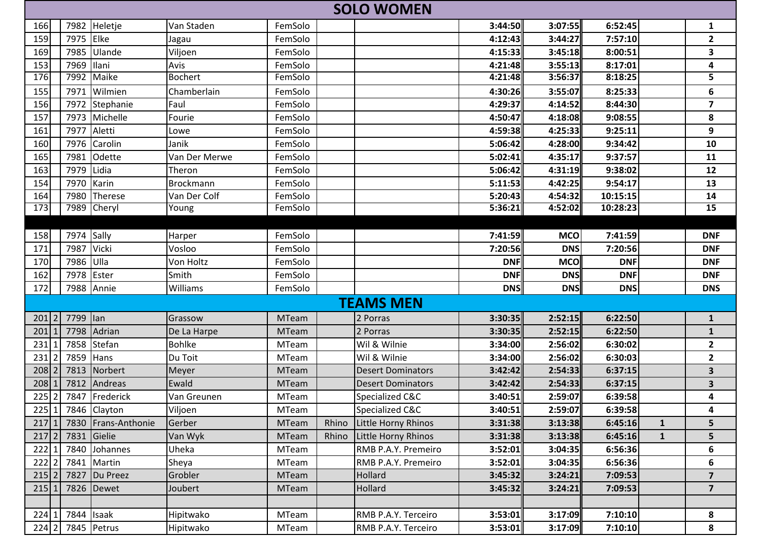## SOLO WOMEN

| | | | | | | | | | | | |
|---|---|---|---|---|---|---|---|---|---|---|---|
| 166 | | 7982 | Heletje | Van Staden | FemSolo | | | 3:44:50 | 3:07:55 | 6:52:45 | | 1 |
| 159 | | 7975 | Elke | Jagau | FemSolo | | | 4:12:43 | 3:44:27 | 7:57:10 | | 2 |
| 169 | | 7985 | Ulande | Viljoen | FemSolo | | | 4:15:33 | 3:45:18 | 8:00:51 | | 3 |
| 153 | | 7969 | Ilani | Avis | FemSolo | | | 4:21:48 | 3:55:13 | 8:17:01 | | 4 |
| 176 | | 7992 | Maike | Bochert | FemSolo | | | 4:21:48 | 3:56:37 | 8:18:25 | | 5 |
| 155 | | 7971 | Wilmien | Chamberlain | FemSolo | | | 4:30:26 | 3:55:07 | 8:25:33 | | 6 |
| 156 | | 7972 | Stephanie | Faul | FemSolo | | | 4:29:37 | 4:14:52 | 8:44:30 | | 7 |
| 157 | | 7973 | Michelle | Fourie | FemSolo | | | 4:50:47 | 4:18:08 | 9:08:55 | | 8 |
| 161 | | 7977 | Aletti | Lowe | FemSolo | | | 4:59:38 | 4:25:33 | 9:25:11 | | 9 |
| 160 | | 7976 | Carolin | Janik | FemSolo | | | 5:06:42 | 4:28:00 | 9:34:42 | | 10 |
| 165 | | 7981 | Odette | Van Der Merwe | FemSolo | | | 5:02:41 | 4:35:17 | 9:37:57 | | 11 |
| 163 | | 7979 | Lidia | Theron | FemSolo | | | 5:06:42 | 4:31:19 | 9:38:02 | | 12 |
| 154 | | 7970 | Karin | Brockmann | FemSolo | | | 5:11:53 | 4:42:25 | 9:54:17 | | 13 |
| 164 | | 7980 | Therese | Van Der Colf | FemSolo | | | 5:20:43 | 4:54:32 | 10:15:15 | | 14 |
| 173 | | 7989 | Cheryl | Young | FemSolo | | | 5:36:21 | 4:52:02 | 10:28:23 | | 15 |
| | | | | | | | | | | | | |
| 158 | | 7974 | Sally | Harper | FemSolo | | | 7:41:59 | MCO | 7:41:59 | | DNF |
| 171 | | 7987 | Vicki | Vosloo | FemSolo | | | 7:20:56 | DNS | 7:20:56 | | DNF |
| 170 | | 7986 | Ulla | Von Holtz | FemSolo | | | DNF | MCO | DNF | | DNF |
| 162 | | 7978 | Ester | Smith | FemSolo | | | DNF | DNS | DNF | | DNF |
| 172 | | 7988 | Annie | Williams | FemSolo | | | DNS | DNS | DNS | | DNS |

## TEAMS MEN

| | | | | | | | | | | | | |
|---|---|---|---|---|---|---|---|---|---|---|---|---|
| 201 | 2 | 7799 | Ian | Grassow | MTeam | | 2 Porras | 3:30:35 | 2:52:15 | 6:22:50 | | 1 |
| 201 | 1 | 7798 | Adrian | De La Harpe | MTeam | | 2 Porras | 3:30:35 | 2:52:15 | 6:22:50 | | 1 |
| 231 | 1 | 7858 | Stefan | Bohlke | MTeam | | Wil & Wilnie | 3:34:00 | 2:56:02 | 6:30:02 | | 2 |
| 231 | 2 | 7859 | Hans | Du Toit | MTeam | | Wil & Wilnie | 3:34:00 | 2:56:02 | 6:30:03 | | 2 |
| 208 | 2 | 7813 | Norbert | Meyer | MTeam | | Desert Dominators | 3:42:42 | 2:54:33 | 6:37:15 | | 3 |
| 208 | 1 | 7812 | Andreas | Ewald | MTeam | | Desert Dominators | 3:42:42 | 2:54:33 | 6:37:15 | | 3 |
| 225 | 2 | 7847 | Frederick | Van Greunen | MTeam | | Specialized C&C | 3:40:51 | 2:59:07 | 6:39:58 | | 4 |
| 225 | 1 | 7846 | Clayton | Viljoen | MTeam | | Specialized C&C | 3:40:51 | 2:59:07 | 6:39:58 | | 4 |
| 217 | 1 | 7830 | Frans-Anthonie | Gerber | MTeam | Rhino | Little Horny Rhinos | 3:31:38 | 3:13:38 | 6:45:16 | 1 | 5 |
| 217 | 2 | 7831 | Gielie | Van Wyk | MTeam | Rhino | Little Horny Rhinos | 3:31:38 | 3:13:38 | 6:45:16 | 1 | 5 |
| 222 | 1 | 7840 | Johannes | Uheka | MTeam | | RMB P.A.Y. Premeiro | 3:52:01 | 3:04:35 | 6:56:36 | | 6 |
| 222 | 2 | 7841 | Martin | Sheya | MTeam | | RMB P.A.Y. Premeiro | 3:52:01 | 3:04:35 | 6:56:36 | | 6 |
| 215 | 2 | 7827 | Du Preez | Grobler | MTeam | | Hollard | 3:45:32 | 3:24:21 | 7:09:53 | | 7 |
| 215 | 1 | 7826 | Dewet | Joubert | MTeam | | Hollard | 3:45:32 | 3:24:21 | 7:09:53 | | 7 |
| | | | | | | | | | | | | |
| 224 | 1 | 7844 | Isaak | Hipitwako | MTeam | | RMB P.A.Y. Terceiro | 3:53:01 | 3:17:09 | 7:10:10 | | 8 |
| 224 | 2 | 7845 | Petrus | Hipitwako | MTeam | | RMB P.A.Y. Terceiro | 3:53:01 | 3:17:09 | 7:10:10 | | 8 |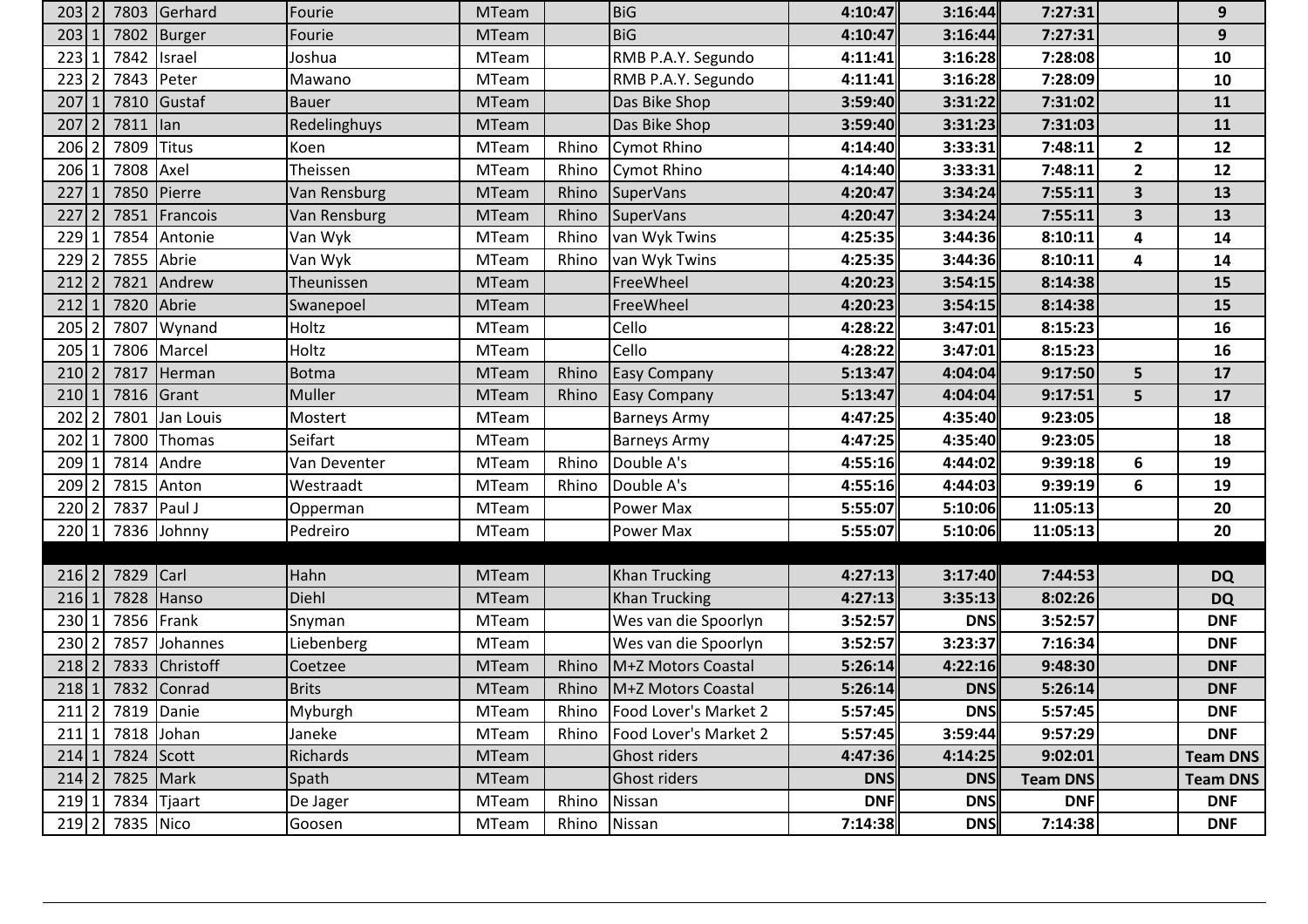| | | | | | | | | | | | | |
|---|---|---|---|---|---|---|---|---|---|---|---|---|
| 203 | 2 | 7803 | Gerhard | Fourie | MTeam | | BiG | **4:10:47** | **3:16:44** | **7:27:31** | | **9** |
| 203 | 1 | 7802 | Burger | Fourie | MTeam | | BiG | **4:10:47** | **3:16:44** | **7:27:31** | | **9** |
| 223 | 1 | 7842 | Israel | Joshua | MTeam | | RMB P.A.Y. Segundo | **4:11:41** | **3:16:28** | **7:28:08** | | **10** |
| 223 | 2 | 7843 | Peter | Mawano | MTeam | | RMB P.A.Y. Segundo | **4:11:41** | **3:16:28** | **7:28:09** | | **10** |
| 207 | 1 | 7810 | Gustaf | Bauer | MTeam | | Das Bike Shop | **3:59:40** | **3:31:22** | **7:31:02** | | **11** |
| 207 | 2 | 7811 | Ian | Redelinghuys | MTeam | | Das Bike Shop | **3:59:40** | **3:31:23** | **7:31:03** | | **11** |
| 206 | 2 | 7809 | Titus | Koen | MTeam | Rhino | Cymot Rhino | **4:14:40** | **3:33:31** | **7:48:11** | **2** | **12** |
| 206 | 1 | 7808 | Axel | Theissen | MTeam | Rhino | Cymot Rhino | **4:14:40** | **3:33:31** | **7:48:11** | **2** | **12** |
| 227 | 1 | 7850 | Pierre | Van Rensburg | MTeam | Rhino | SuperVans | **4:20:47** | **3:34:24** | **7:55:11** | **3** | **13** |
| 227 | 2 | 7851 | Francois | Van Rensburg | MTeam | Rhino | SuperVans | **4:20:47** | **3:34:24** | **7:55:11** | **3** | **13** |
| 229 | 1 | 7854 | Antonie | Van Wyk | MTeam | Rhino | van Wyk Twins | **4:25:35** | **3:44:36** | **8:10:11** | **4** | **14** |
| 229 | 2 | 7855 | Abrie | Van Wyk | MTeam | Rhino | van Wyk Twins | **4:25:35** | **3:44:36** | **8:10:11** | **4** | **14** |
| 212 | 2 | 7821 | Andrew | Theunissen | MTeam | | FreeWheel | **4:20:23** | **3:54:15** | **8:14:38** | | **15** |
| 212 | 1 | 7820 | Abrie | Swanepoel | MTeam | | FreeWheel | **4:20:23** | **3:54:15** | **8:14:38** | | **15** |
| 205 | 2 | 7807 | Wynand | Holtz | MTeam | | Cello | **4:28:22** | **3:47:01** | **8:15:23** | | **16** |
| 205 | 1 | 7806 | Marcel | Holtz | MTeam | | Cello | **4:28:22** | **3:47:01** | **8:15:23** | | **16** |
| 210 | 2 | 7817 | Herman | Botma | MTeam | Rhino | Easy Company | **5:13:47** | **4:04:04** | **9:17:50** | **5** | **17** |
| 210 | 1 | 7816 | Grant | Muller | MTeam | Rhino | Easy Company | **5:13:47** | **4:04:04** | **9:17:51** | **5** | **17** |
| 202 | 2 | 7801 | Jan Louis | Mostert | MTeam | | Barneys Army | **4:47:25** | **4:35:40** | **9:23:05** | | **18** |
| 202 | 1 | 7800 | Thomas | Seifart | MTeam | | Barneys Army | **4:47:25** | **4:35:40** | **9:23:05** | | **18** |
| 209 | 1 | 7814 | Andre | Van Deventer | MTeam | Rhino | Double A's | **4:55:16** | **4:44:02** | **9:39:18** | **6** | **19** |
| 209 | 2 | 7815 | Anton | Westraadt | MTeam | Rhino | Double A's | **4:55:16** | **4:44:03** | **9:39:19** | **6** | **19** |
| 220 | 2 | 7837 | Paul J | Opperman | MTeam | | Power Max | **5:55:07** | **5:10:06** | **11:05:13** | | **20** |
| 220 | 1 | 7836 | Johnny | Pedreiro | MTeam | | Power Max | **5:55:07** | **5:10:06** | **11:05:13** | | **20** |
| | | | | | | | | | | | | |
| 216 | 2 | 7829 | Carl | Hahn | MTeam | | Khan Trucking | **4:27:13** | **3:17:40** | **7:44:53** | | **DQ** |
| 216 | 1 | 7828 | Hanso | Diehl | MTeam | | Khan Trucking | **4:27:13** | **3:35:13** | **8:02:26** | | **DQ** |
| 230 | 1 | 7856 | Frank | Snyman | MTeam | | Wes van die Spoorlyn | **3:52:57** | **DNS** | **3:52:57** | | **DNF** |
| 230 | 2 | 7857 | Johannes | Liebenberg | MTeam | | Wes van die Spoorlyn | **3:52:57** | **3:23:37** | **7:16:34** | | **DNF** |
| 218 | 2 | 7833 | Christoff | Coetzee | MTeam | Rhino | M+Z Motors Coastal | **5:26:14** | **4:22:16** | **9:48:30** | | **DNF** |
| 218 | 1 | 7832 | Conrad | Brits | MTeam | Rhino | M+Z Motors Coastal | **5:26:14** | **DNS** | **5:26:14** | | **DNF** |
| 211 | 2 | 7819 | Danie | Myburgh | MTeam | Rhino | Food Lover's Market 2 | **5:57:45** | **DNS** | **5:57:45** | | **DNF** |
| 211 | 1 | 7818 | Johan | Janeke | MTeam | Rhino | Food Lover's Market 2 | **5:57:45** | **3:59:44** | **9:57:29** | | **DNF** |
| 214 | 1 | 7824 | Scott | Richards | MTeam | | Ghost riders | **4:47:36** | **4:14:25** | **9:02:01** | | **Team DNS** |
| 214 | 2 | 7825 | Mark | Spath | MTeam | | Ghost riders | **DNS** | **DNS** | **Team DNS** | | **Team DNS** |
| 219 | 1 | 7834 | Tjaart | De Jager | MTeam | Rhino | Nissan | **DNF** | **DNS** | **DNF** | | **DNF** |
| 219 | 2 | 7835 | Nico | Goosen | MTeam | Rhino | Nissan | **7:14:38** | **DNS** | **7:14:38** | | **DNF** |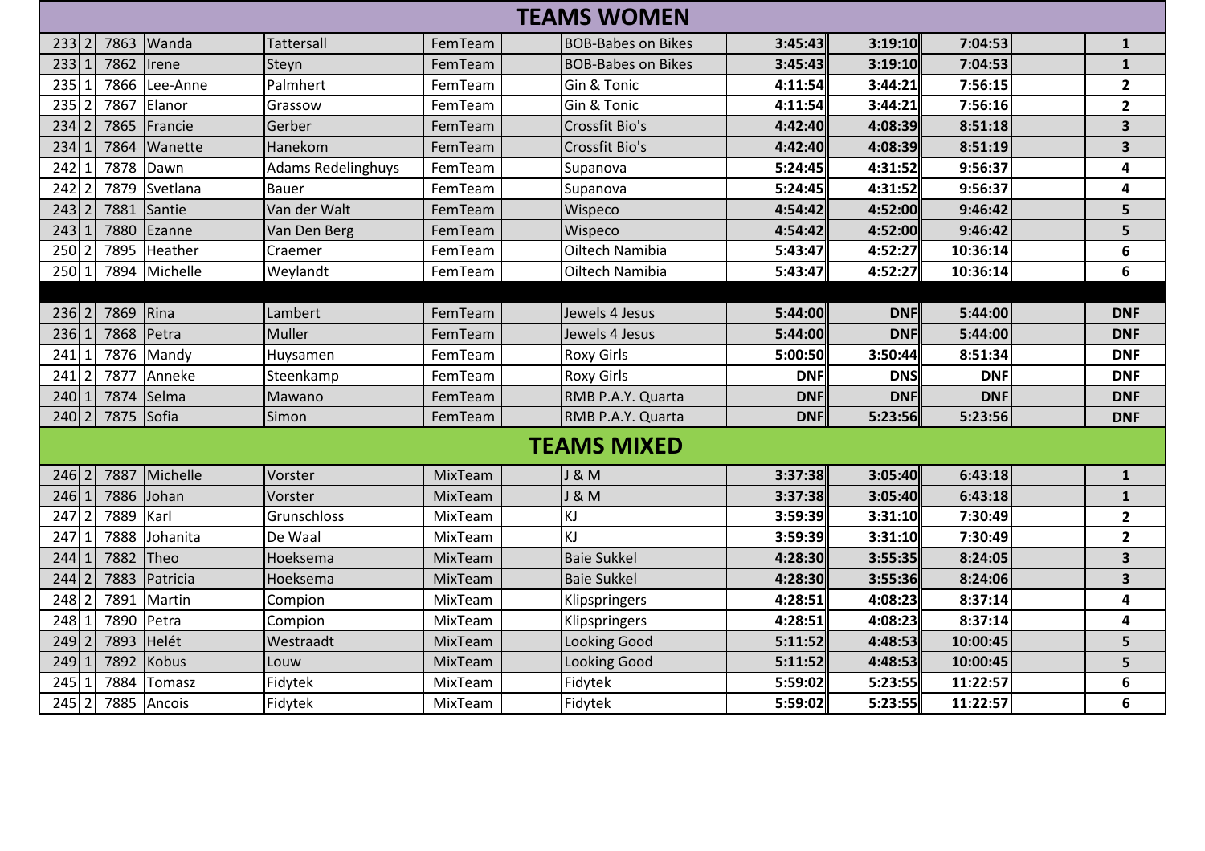## TEAMS WOMEN

| | | | | | | | | | | | | |
|---|---|---|---|---|---|---|---|---|---|---|---|---|
| 233 | 2 | 7863 | Wanda | Tattersall | FemTeam | | BOB-Babes on Bikes | 3:45:43 | 3:19:10 | 7:04:53 | | 1 |
| 233 | 1 | 7862 | Irene | Steyn | FemTeam | | BOB-Babes on Bikes | 3:45:43 | 3:19:10 | 7:04:53 | | 1 |
| 235 | 1 | 7866 | Lee-Anne | Palmhert | FemTeam | | Gin & Tonic | 4:11:54 | 3:44:21 | 7:56:15 | | 2 |
| 235 | 2 | 7867 | Elanor | Grassow | FemTeam | | Gin & Tonic | 4:11:54 | 3:44:21 | 7:56:16 | | 2 |
| 234 | 2 | 7865 | Francie | Gerber | FemTeam | | Crossfit Bio's | 4:42:40 | 4:08:39 | 8:51:18 | | 3 |
| 234 | 1 | 7864 | Wanette | Hanekom | FemTeam | | Crossfit Bio's | 4:42:40 | 4:08:39 | 8:51:19 | | 3 |
| 242 | 1 | 7878 | Dawn | Adams Redelinghuys | FemTeam | | Supanova | 5:24:45 | 4:31:52 | 9:56:37 | | 4 |
| 242 | 2 | 7879 | Svetlana | Bauer | FemTeam | | Supanova | 5:24:45 | 4:31:52 | 9:56:37 | | 4 |
| 243 | 2 | 7881 | Santie | Van der Walt | FemTeam | | Wispeco | 4:54:42 | 4:52:00 | 9:46:42 | | 5 |
| 243 | 1 | 7880 | Ezanne | Van Den Berg | FemTeam | | Wispeco | 4:54:42 | 4:52:00 | 9:46:42 | | 5 |
| 250 | 2 | 7895 | Heather | Craemer | FemTeam | | Oiltech Namibia | 5:43:47 | 4:52:27 | 10:36:14 | | 6 |
| 250 | 1 | 7894 | Michelle | Weylandt | FemTeam | | Oiltech Namibia | 5:43:47 | 4:52:27 | 10:36:14 | | 6 |
| | | | | | | | | | | | | |
| 236 | 2 | 7869 | Rina | Lambert | FemTeam | | Jewels 4 Jesus | 5:44:00 | DNF | 5:44:00 | | DNF |
| 236 | 1 | 7868 | Petra | Muller | FemTeam | | Jewels 4 Jesus | 5:44:00 | DNF | 5:44:00 | | DNF |
| 241 | 1 | 7876 | Mandy | Huysamen | FemTeam | | Roxy Girls | 5:00:50 | 3:50:44 | 8:51:34 | | DNF |
| 241 | 2 | 7877 | Anneke | Steenkamp | FemTeam | | Roxy Girls | DNF | DNS | DNF | | DNF |
| 240 | 1 | 7874 | Selma | Mawano | FemTeam | | RMB P.A.Y. Quarta | DNF | DNF | DNF | | DNF |
| 240 | 2 | 7875 | Sofia | Simon | FemTeam | | RMB P.A.Y. Quarta | DNF | 5:23:56 | 5:23:56 | | DNF |

## TEAMS MIXED

| | | | | | | | | | | | | |
|---|---|---|---|---|---|---|---|---|---|---|---|---|
| 246 | 2 | 7887 | Michelle | Vorster | MixTeam | | J & M | 3:37:38 | 3:05:40 | 6:43:18 | | 1 |
| 246 | 1 | 7886 | Johan | Vorster | MixTeam | | J & M | 3:37:38 | 3:05:40 | 6:43:18 | | 1 |
| 247 | 2 | 7889 | Karl | Grunschloss | MixTeam | | KJ | 3:59:39 | 3:31:10 | 7:30:49 | | 2 |
| 247 | 1 | 7888 | Johanita | De Waal | MixTeam | | KJ | 3:59:39 | 3:31:10 | 7:30:49 | | 2 |
| 244 | 1 | 7882 | Theo | Hoeksema | MixTeam | | Baie Sukkel | 4:28:30 | 3:55:35 | 8:24:05 | | 3 |
| 244 | 2 | 7883 | Patricia | Hoeksema | MixTeam | | Baie Sukkel | 4:28:30 | 3:55:36 | 8:24:06 | | 3 |
| 248 | 2 | 7891 | Martin | Compion | MixTeam | | Klipspringers | 4:28:51 | 4:08:23 | 8:37:14 | | 4 |
| 248 | 1 | 7890 | Petra | Compion | MixTeam | | Klipspringers | 4:28:51 | 4:08:23 | 8:37:14 | | 4 |
| 249 | 2 | 7893 | Helét | Westraadt | MixTeam | | Looking Good | 5:11:52 | 4:48:53 | 10:00:45 | | 5 |
| 249 | 1 | 7892 | Kobus | Louw | MixTeam | | Looking Good | 5:11:52 | 4:48:53 | 10:00:45 | | 5 |
| 245 | 1 | 7884 | Tomasz | Fidytek | MixTeam | | Fidytek | 5:59:02 | 5:23:55 | 11:22:57 | | 6 |
| 245 | 2 | 7885 | Ancois | Fidytek | MixTeam | | Fidytek | 5:59:02 | 5:23:55 | 11:22:57 | | 6 |